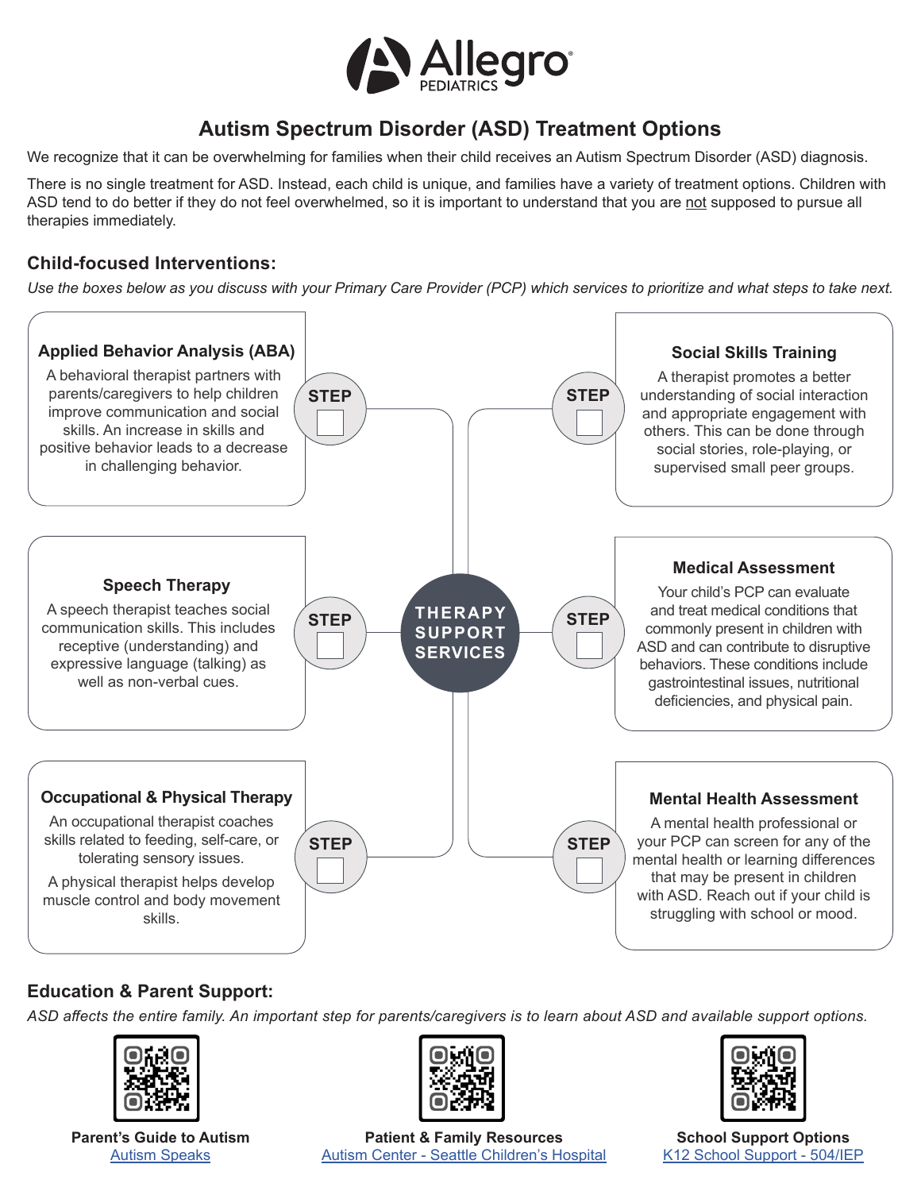# Allegro Pediatrics

## Autism Spectrum Disorder (ASD) Treatment Options

We recognize that it can be overwhelming for families when their child receives an Autism Spectrum Disorder (ASD) diagnosis.

There is no single treatment for ASD. Instead, each child is unique, and families have a variety of treatment options. Children with ASD tend to do better if they do not feel overwhelmed, so it is important to understand that you are not supposed to pursue all therapies immediately.

### Child-focused Interventions:

*Use the boxes below as you discuss with your Primary Care Provider (PCP) which services to prioritize and what steps to take next.*

**THERAPY SUPPORT SERVICES**

#### Applied Behavior Analysis (ABA)

STEP ☐

A behavioral therapist partners with parents/caregivers to help children improve communication and social skills. An increase in skills and positive behavior leads to a decrease in challenging behavior.

#### Social Skills Training

STEP ☐

A therapist promotes a better understanding of social interaction and appropriate engagement with others. This can be done through social stories, role-playing, or supervised small peer groups.

#### Speech Therapy

STEP ☐

A speech therapist teaches social communication skills. This includes receptive (understanding) and expressive language (talking) as well as non-verbal cues.

#### Medical Assessment

STEP ☐

Your child's PCP can evaluate and treat medical conditions that commonly present in children with ASD and can contribute to disruptive behaviors. These conditions include gastrointestinal issues, nutritional deficiencies, and physical pain.

#### Occupational & Physical Therapy

STEP ☐

An occupational therapist coaches skills related to feeding, self-care, or tolerating sensory issues.

A physical therapist helps develop muscle control and body movement skills.

#### Mental Health Assessment

STEP ☐

A mental health professional or your PCP can screen for any of the mental health or learning differences that may be present in children with ASD. Reach out if your child is struggling with school or mood.

### Education & Parent Support:

*ASD affects the entire family. An important step for parents/caregivers is to learn about ASD and available support options.*

**Parent's Guide to Autism**
Autism Speaks

**Patient & Family Resources**
Autism Center - Seattle Children's Hospital

**School Support Options**
K12 School Support - 504/IEP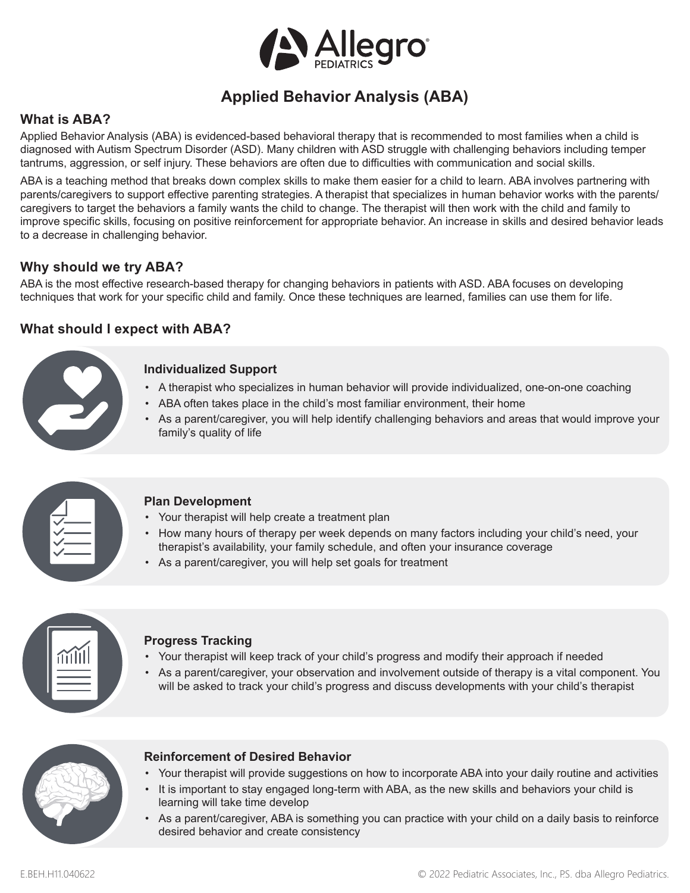# Applied Behavior Analysis (ABA)

## What is ABA?

Applied Behavior Analysis (ABA) is evidenced-based behavioral therapy that is recommended to most families when a child is diagnosed with Autism Spectrum Disorder (ASD). Many children with ASD struggle with challenging behaviors including temper tantrums, aggression, or self injury. These behaviors are often due to difficulties with communication and social skills.

ABA is a teaching method that breaks down complex skills to make them easier for a child to learn. ABA involves partnering with parents/caregivers to support effective parenting strategies. A therapist that specializes in human behavior works with the parents/ caregivers to target the behaviors a family wants the child to change. The therapist will then work with the child and family to improve specific skills, focusing on positive reinforcement for appropriate behavior. An increase in skills and desired behavior leads to a decrease in challenging behavior.

## Why should we try ABA?

ABA is the most effective research-based therapy for changing behaviors in patients with ASD. ABA focuses on developing techniques that work for your specific child and family. Once these techniques are learned, families can use them for life.

## What should I expect with ABA?

### Individualized Support

- A therapist who specializes in human behavior will provide individualized, one-on-one coaching
- ABA often takes place in the child's most familiar environment, their home
- As a parent/caregiver, you will help identify challenging behaviors and areas that would improve your family's quality of life

### Plan Development

- Your therapist will help create a treatment plan
- How many hours of therapy per week depends on many factors including your child's need, your therapist's availability, your family schedule, and often your insurance coverage
- As a parent/caregiver, you will help set goals for treatment

### Progress Tracking

- Your therapist will keep track of your child's progress and modify their approach if needed
- As a parent/caregiver, your observation and involvement outside of therapy is a vital component. You will be asked to track your child's progress and discuss developments with your child's therapist

### Reinforcement of Desired Behavior

- Your therapist will provide suggestions on how to incorporate ABA into your daily routine and activities
- It is important to stay engaged long-term with ABA, as the new skills and behaviors your child is learning will take time develop
- As a parent/caregiver, ABA is something you can practice with your child on a daily basis to reinforce desired behavior and create consistency

E.BEH.H11.040622

© 2022 Pediatric Associates, Inc., P.S. dba Allegro Pediatrics.